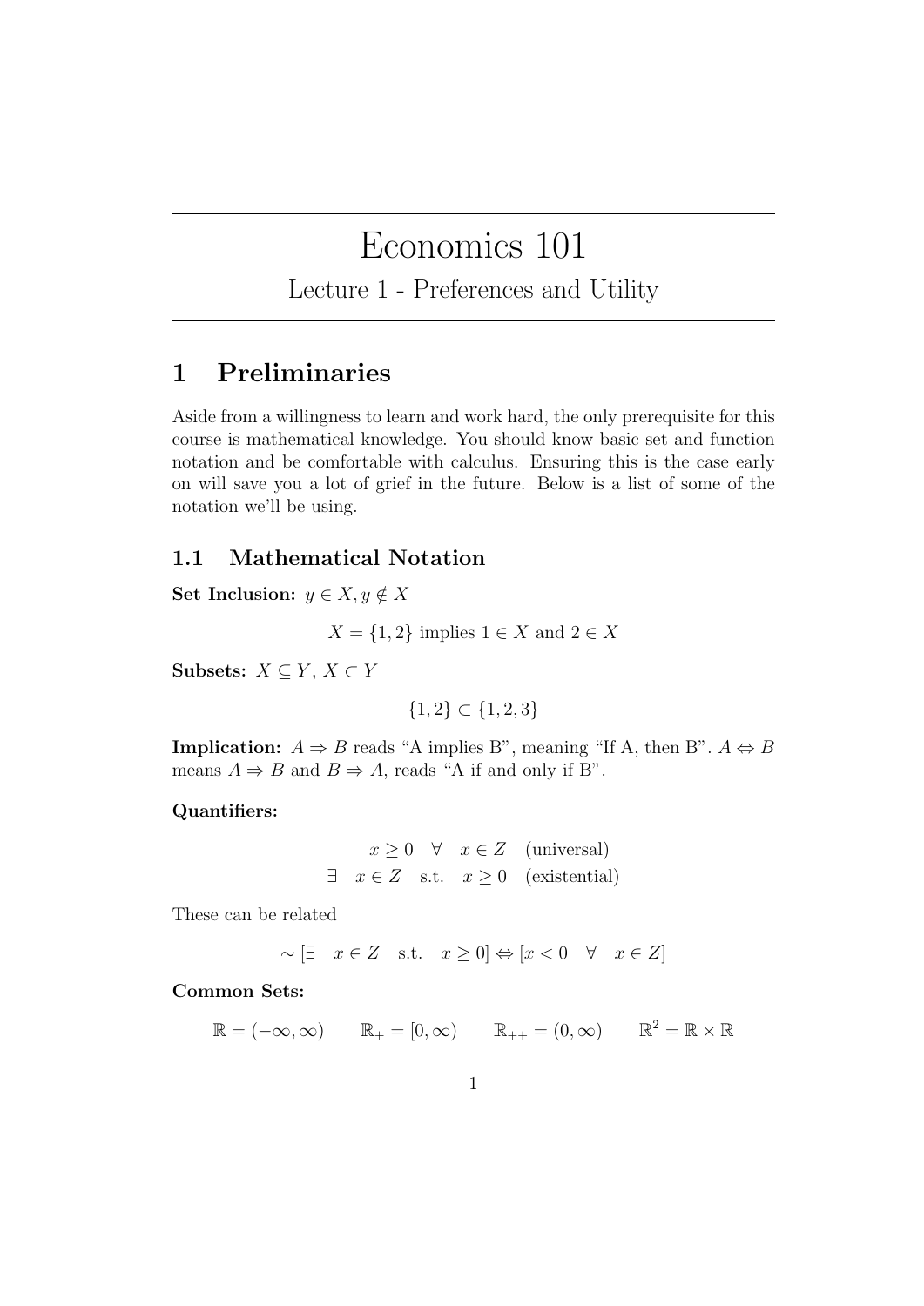# Economics 101

## Lecture 1 - Preferences and Utility

## 1 Preliminaries

Aside from a willingness to learn and work hard, the only prerequisite for this course is mathematical knowledge. You should know basic set and function notation and be comfortable with calculus. Ensuring this is the case early on will save you a lot of grief in the future. Below is a list of some of the notation we'll be using.

### 1.1 Mathematical Notation

**Set Inclusion:** $y \in X, y \notin X$

$$X = \{1, 2\} \text{ implies } 1 \in X \text{ and } 2 \in X$$

**Subsets:** $X \subseteq Y$, $X \subset Y$

$$\{1, 2\} \subset \{1, 2, 3\}$$

**Implication:** $A \Rightarrow B$ reads "A implies B", meaning "If A, then B". $A \Leftrightarrow B$ means $A \Rightarrow B$ and $B \Rightarrow A$, reads "A if and only if B".

**Quantifiers:**

$$x \geq 0 \quad \forall \quad x \in Z \quad \text{(universal)}$$

$$\exists \quad x \in Z \quad \text{s.t.} \quad x \geq 0 \quad \text{(existential)}$$

These can be related

$$\sim [\exists \quad x \in Z \quad \text{s.t.} \quad x \geq 0] \Leftrightarrow [x < 0 \quad \forall \quad x \in Z]$$

**Common Sets:**

$$\mathbb{R} = (-\infty, \infty) \qquad \mathbb{R}_+ = [0, \infty) \qquad \mathbb{R}_{++} = (0, \infty) \qquad \mathbb{R}^2 = \mathbb{R} \times \mathbb{R}$$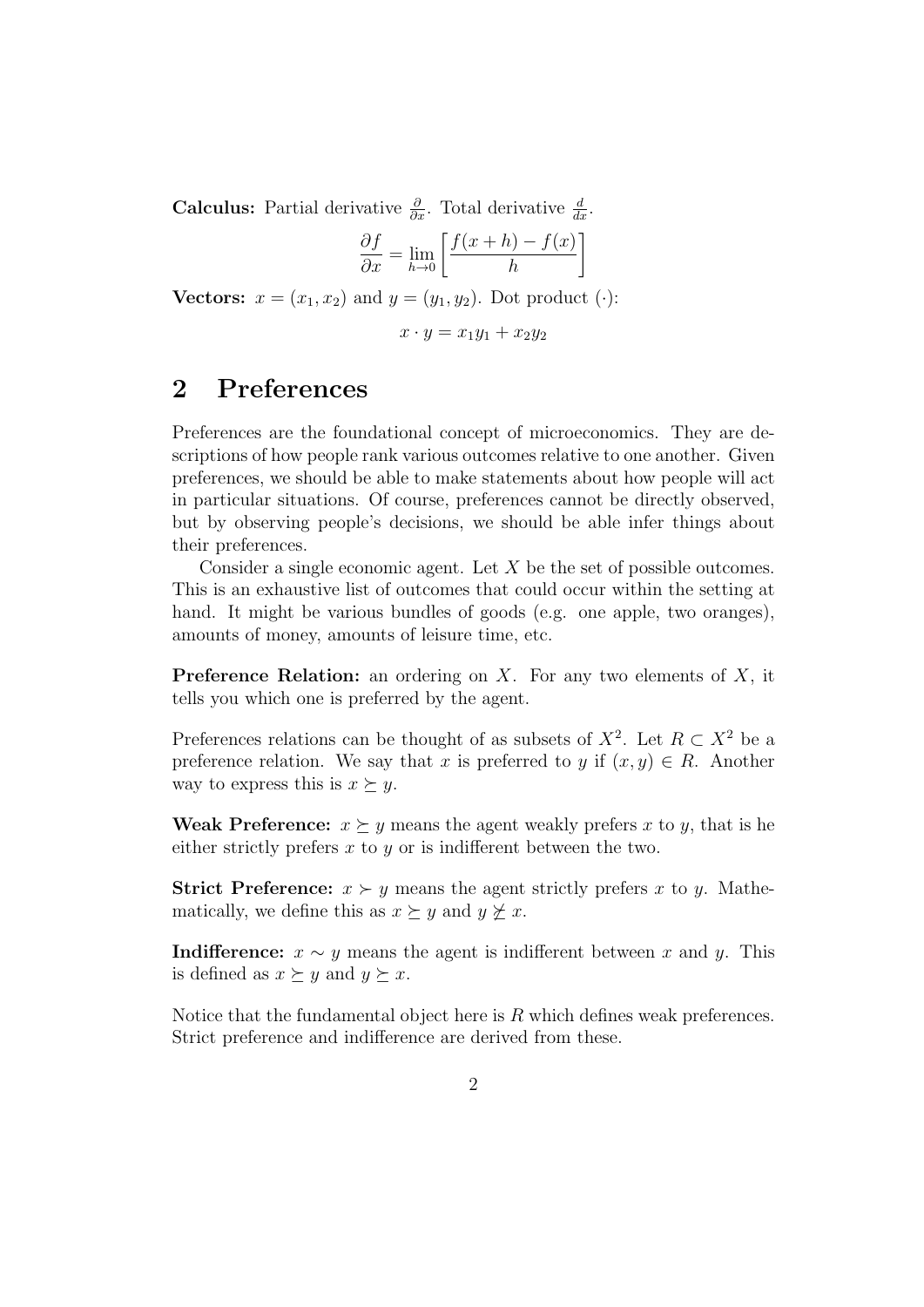**Calculus:** Partial derivative $\frac{\partial}{\partial x}$. Total derivative $\frac{d}{dx}$.

$$\frac{\partial f}{\partial x} = \lim_{h \to 0} \left[ \frac{f(x+h) - f(x)}{h} \right]$$

**Vectors:** $x = (x_1, x_2)$ and $y = (y_1, y_2)$. Dot product $(\cdot)$:

$$x \cdot y = x_1 y_1 + x_2 y_2$$

## 2 Preferences

Preferences are the foundational concept of microeconomics. They are descriptions of how people rank various outcomes relative to one another. Given preferences, we should be able to make statements about how people will act in particular situations. Of course, preferences cannot be directly observed, but by observing people's decisions, we should be able infer things about their preferences.

Consider a single economic agent. Let $X$ be the set of possible outcomes. This is an exhaustive list of outcomes that could occur within the setting at hand. It might be various bundles of goods (e.g. one apple, two oranges), amounts of money, amounts of leisure time, etc.

**Preference Relation:** an ordering on $X$. For any two elements of $X$, it tells you which one is preferred by the agent.

Preferences relations can be thought of as subsets of $X^2$. Let $R \subset X^2$ be a preference relation. We say that $x$ is preferred to $y$ if $(x, y) \in R$. Another way to express this is $x \succeq y$.

**Weak Preference:** $x \succeq y$ means the agent weakly prefers $x$ to $y$, that is he either strictly prefers $x$ to $y$ or is indifferent between the two.

**Strict Preference:** $x \succ y$ means the agent strictly prefers $x$ to $y$. Mathematically, we define this as $x \succeq y$ and $y \not\succeq x$.

**Indifference:** $x \sim y$ means the agent is indifferent between $x$ and $y$. This is defined as $x \succeq y$ and $y \succeq x$.

Notice that the fundamental object here is $R$ which defines weak preferences. Strict preference and indifference are derived from these.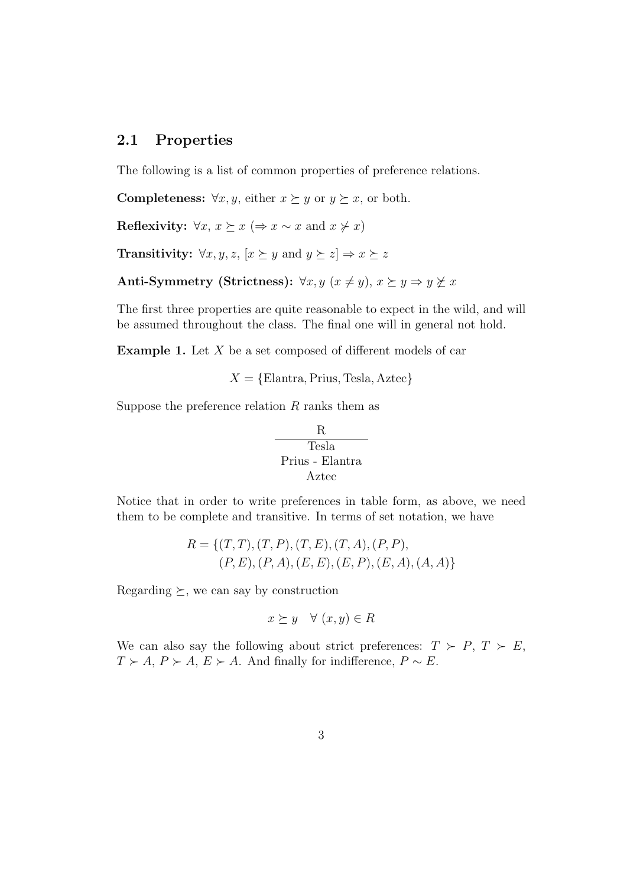## 2.1 Properties

The following is a list of common properties of preference relations.

**Completeness:** $\forall x, y$, either $x \succeq y$ or $y \succeq x$, or both.

**Reflexivity:** $\forall x,\ x \succeq x$ ($\Rightarrow x \sim x$ and $x \nsucc x$)

**Transitivity:** $\forall x, y, z,\ [x \succeq y \text{ and } y \succeq z] \Rightarrow x \succeq z$

**Anti-Symmetry (Strictness):** $\forall x, y\ (x \neq y),\ x \succeq y \Rightarrow y \not\succeq x$

The first three properties are quite reasonable to expect in the wild, and will be assumed throughout the class. The final one will in general not hold.

**Example 1.** Let $X$ be a set composed of different models of car

$$X = \{\text{Elantra}, \text{Prius}, \text{Tesla}, \text{Aztec}\}$$

Suppose the preference relation $R$ ranks them as

| R |
|---|
| Tesla |
| Prius - Elantra |
| Aztec |

Notice that in order to write preferences in table form, as above, we need them to be complete and transitive. In terms of set notation, we have

$$\begin{aligned} R = \{&(T,T), (T,P), (T,E), (T,A), (P,P), \\ &(P,E), (P,A), (E,E), (E,P), (E,A), (A,A)\} \end{aligned}$$

Regarding $\succeq$, we can say by construction

$$x \succeq y \quad \forall\ (x,y) \in R$$

We can also say the following about strict preferences: $T \succ P$, $T \succ E$, $T \succ A$, $P \succ A$, $E \succ A$. And finally for indifference, $P \sim E$.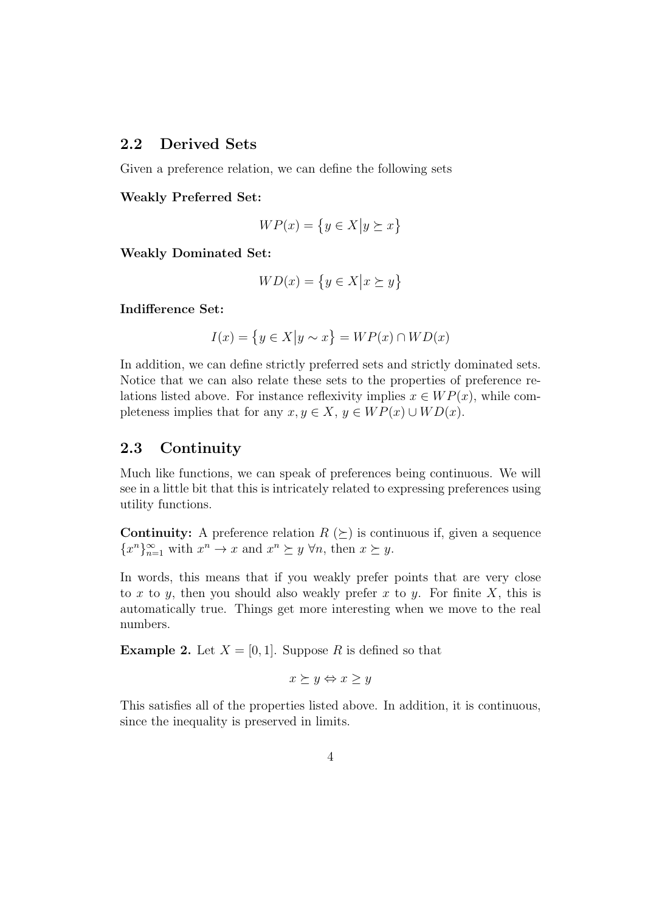## 2.2 Derived Sets

Given a preference relation, we can define the following sets

**Weakly Preferred Set:**

$$WP(x) = \{y \in X \big| y \succeq x\}$$

**Weakly Dominated Set:**

$$WD(x) = \{y \in X \big| x \succeq y\}$$

**Indifference Set:**

$$I(x) = \{y \in X \big| y \sim x\} = WP(x) \cap WD(x)$$

In addition, we can define strictly preferred sets and strictly dominated sets. Notice that we can also relate these sets to the properties of preference relations listed above. For instance reflexivity implies $x \in WP(x)$, while completeness implies that for any $x, y \in X$, $y \in WP(x) \cup WD(x)$.

## 2.3 Continuity

Much like functions, we can speak of preferences being continuous. We will see in a little bit that this is intricately related to expressing preferences using utility functions.

**Continuity:** A preference relation $R$ ($\succeq$) is continuous if, given a sequence $\{x^n\}_{n=1}^{\infty}$ with $x^n \to x$ and $x^n \succeq y \ \forall n$, then $x \succeq y$.

In words, this means that if you weakly prefer points that are very close to $x$ to $y$, then you should also weakly prefer $x$ to $y$. For finite $X$, this is automatically true. Things get more interesting when we move to the real numbers.

**Example 2.** Let $X = [0, 1]$. Suppose $R$ is defined so that

$$x \succeq y \Leftrightarrow x \geq y$$

This satisfies all of the properties listed above. In addition, it is continuous, since the inequality is preserved in limits.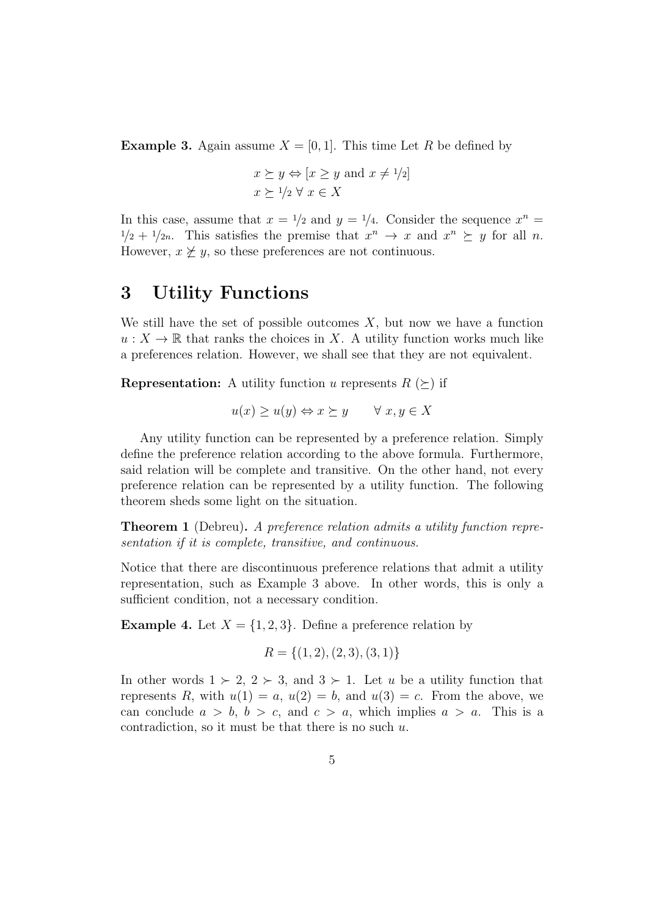**Example 3.** Again assume $X = [0,1]$. This time Let $R$ be defined by

$$x \succeq y \Leftrightarrow [x \geq y \text{ and } x \neq 1/2]$$
$$x \succeq 1/2 \ \forall \ x \in X$$

In this case, assume that $x = 1/2$ and $y = 1/4$. Consider the sequence $x^n = 1/2 + 1/2n$. This satisfies the premise that $x^n \to x$ and $x^n \succeq y$ for all $n$. However, $x \not\succeq y$, so these preferences are not continuous.

# 3 Utility Functions

We still have the set of possible outcomes $X$, but now we have a function $u : X \to \mathbb{R}$ that ranks the choices in $X$. A utility function works much like a preferences relation. However, we shall see that they are not equivalent.

**Representation:** A utility function $u$ represents $R$ ($\succeq$) if

$$u(x) \geq u(y) \Leftrightarrow x \succeq y \qquad \forall \ x, y \in X$$

Any utility function can be represented by a preference relation. Simply define the preference relation according to the above formula. Furthermore, said relation will be complete and transitive. On the other hand, not every preference relation can be represented by a utility function. The following theorem sheds some light on the situation.

**Theorem 1** (Debreu)**.** *A preference relation admits a utility function representation if it is complete, transitive, and continuous.*

Notice that there are discontinuous preference relations that admit a utility representation, such as Example 3 above. In other words, this is only a sufficient condition, not a necessary condition.

**Example 4.** Let $X = \{1, 2, 3\}$. Define a preference relation by

$$R = \{(1,2), (2,3), (3,1)\}$$

In other words $1 \succ 2$, $2 \succ 3$, and $3 \succ 1$. Let $u$ be a utility function that represents $R$, with $u(1) = a$, $u(2) = b$, and $u(3) = c$. From the above, we can conclude $a > b$, $b > c$, and $c > a$, which implies $a > a$. This is a contradiction, so it must be that there is no such $u$.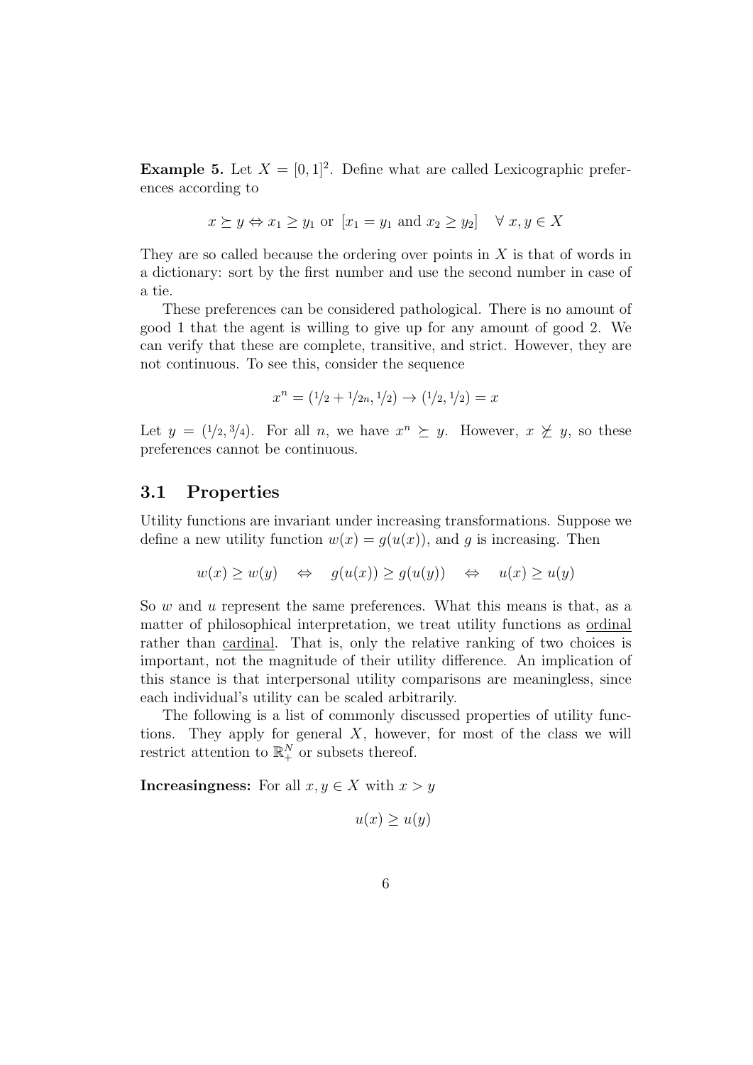**Example 5.** Let $X = [0,1]^2$. Define what are called Lexicographic preferences according to

$$x \succeq y \Leftrightarrow x_1 \geq y_1 \text{ or } [x_1 = y_1 \text{ and } x_2 \geq y_2] \quad \forall\, x, y \in X$$

They are so called because the ordering over points in $X$ is that of words in a dictionary: sort by the first number and use the second number in case of a tie.

These preferences can be considered pathological. There is no amount of good 1 that the agent is willing to give up for any amount of good 2. We can verify that these are complete, transitive, and strict. However, they are not continuous. To see this, consider the sequence

$$x^n = (1/2 + 1/2n, 1/2) \to (1/2, 1/2) = x$$

Let $y = (1/2, 3/4)$. For all $n$, we have $x^n \succeq y$. However, $x \not\succeq y$, so these preferences cannot be continuous.

## 3.1 Properties

Utility functions are invariant under increasing transformations. Suppose we define a new utility function $w(x) = g(u(x))$, and $g$ is increasing. Then

$$w(x) \geq w(y) \quad \Leftrightarrow \quad g(u(x)) \geq g(u(y)) \quad \Leftrightarrow \quad u(x) \geq u(y)$$

So $w$ and $u$ represent the same preferences. What this means is that, as a matter of philosophical interpretation, we treat utility functions as ordinal rather than cardinal. That is, only the relative ranking of two choices is important, not the magnitude of their utility difference. An implication of this stance is that interpersonal utility comparisons are meaningless, since each individual's utility can be scaled arbitrarily.

The following is a list of commonly discussed properties of utility functions. They apply for general $X$, however, for most of the class we will restrict attention to $\mathbb{R}^N_+$ or subsets thereof.

**Increasingness:** For all $x, y \in X$ with $x > y$

$$u(x) \geq u(y)$$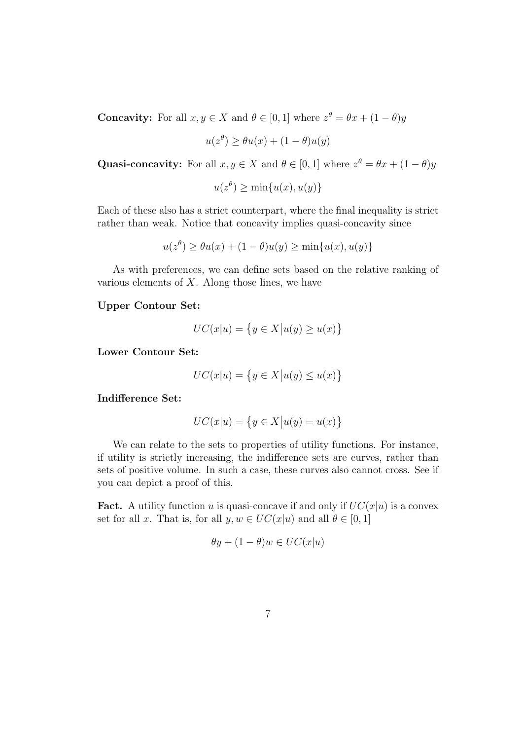**Concavity:** For all $x, y \in X$ and $\theta \in [0, 1]$ where $z^\theta = \theta x + (1 - \theta)y$

$$u(z^\theta) \geq \theta u(x) + (1 - \theta)u(y)$$

**Quasi-concavity:** For all $x, y \in X$ and $\theta \in [0, 1]$ where $z^\theta = \theta x + (1 - \theta)y$

$$u(z^\theta) \geq \min\{u(x), u(y)\}$$

Each of these also has a strict counterpart, where the final inequality is strict rather than weak. Notice that concavity implies quasi-concavity since

$$u(z^\theta) \geq \theta u(x) + (1 - \theta)u(y) \geq \min\{u(x), u(y)\}$$

As with preferences, we can define sets based on the relative ranking of various elements of $X$. Along those lines, we have

**Upper Contour Set:**

$$UC(x|u) = \{y \in X \big| u(y) \geq u(x)\}$$

**Lower Contour Set:**

$$UC(x|u) = \{y \in X \big| u(y) \leq u(x)\}$$

**Indifference Set:**

$$UC(x|u) = \{y \in X \big| u(y) = u(x)\}$$

We can relate to the sets to properties of utility functions. For instance, if utility is strictly increasing, the indifference sets are curves, rather than sets of positive volume. In such a case, these curves also cannot cross. See if you can depict a proof of this.

**Fact.** A utility function $u$ is quasi-concave if and only if $UC(x|u)$ is a convex set for all $x$. That is, for all $y, w \in UC(x|u)$ and all $\theta \in [0, 1]$

$$\theta y + (1 - \theta)w \in UC(x|u)$$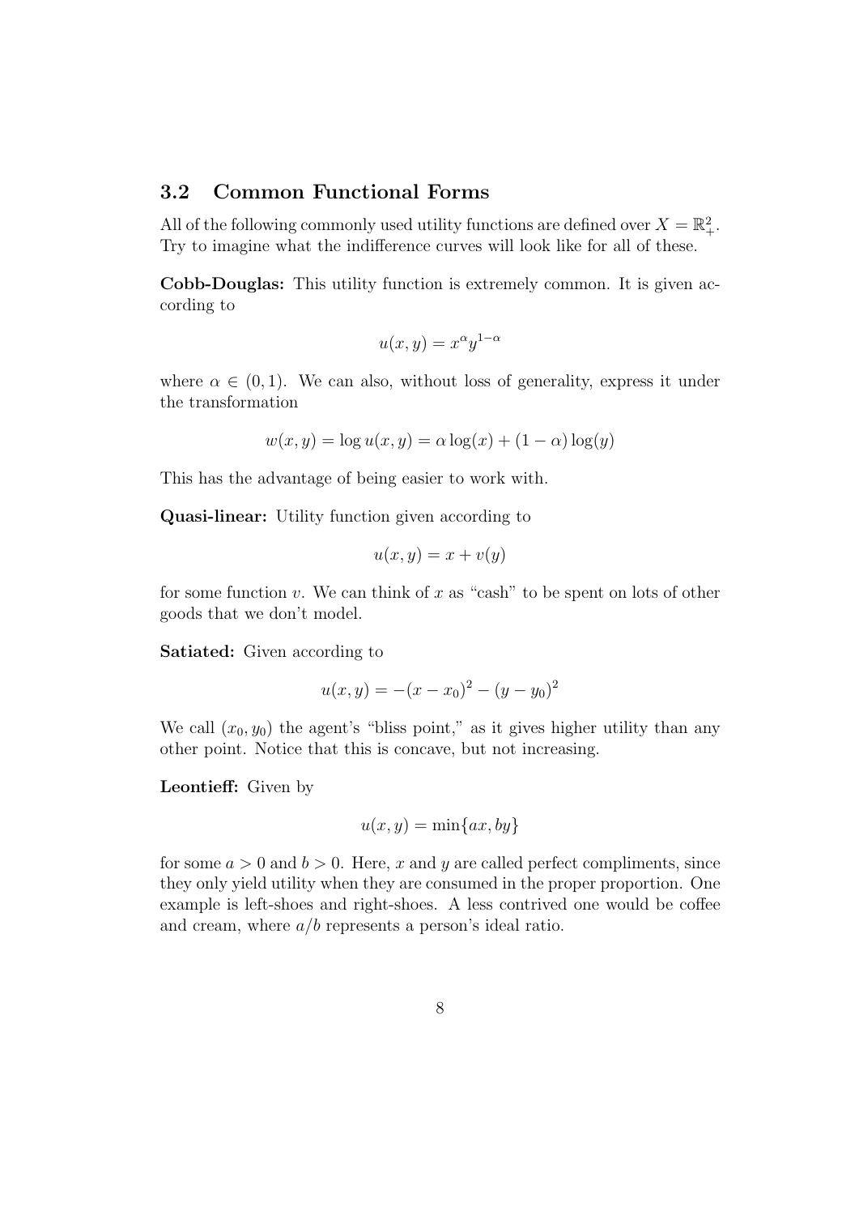### 3.2 Common Functional Forms

All of the following commonly used utility functions are defined over $X = \mathbb{R}^2_+$. Try to imagine what the indifference curves will look like for all of these.

**Cobb-Douglas:** This utility function is extremely common. It is given according to

$$u(x, y) = x^\alpha y^{1-\alpha}$$

where $\alpha \in (0, 1)$. We can also, without loss of generality, express it under the transformation

$$w(x, y) = \log u(x, y) = \alpha \log(x) + (1 - \alpha) \log(y)$$

This has the advantage of being easier to work with.

**Quasi-linear:** Utility function given according to

$$u(x, y) = x + v(y)$$

for some function $v$. We can think of $x$ as "cash" to be spent on lots of other goods that we don't model.

**Satiated:** Given according to

$$u(x, y) = -(x - x_0)^2 - (y - y_0)^2$$

We call $(x_0, y_0)$ the agent's "bliss point," as it gives higher utility than any other point. Notice that this is concave, but not increasing.

**Leontieff:** Given by

$$u(x, y) = \min\{ax, by\}$$

for some $a > 0$ and $b > 0$. Here, $x$ and $y$ are called perfect compliments, since they only yield utility when they are consumed in the proper proportion. One example is left-shoes and right-shoes. A less contrived one would be coffee and cream, where $a/b$ represents a person's ideal ratio.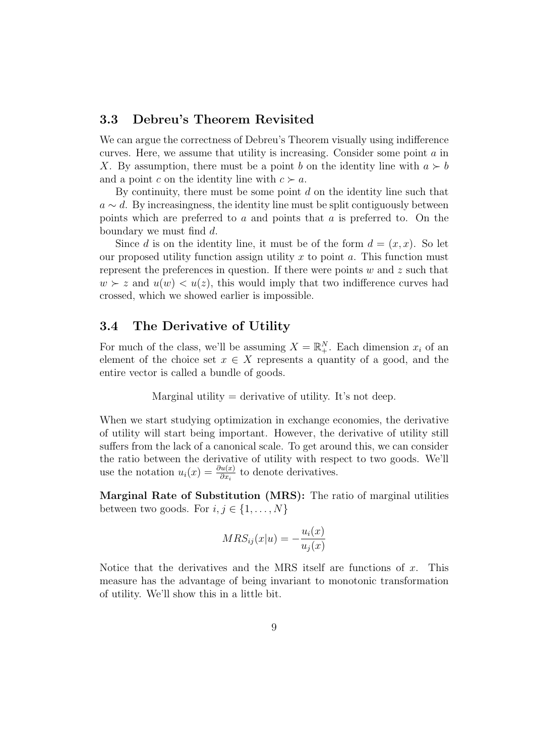### 3.3 Debreu's Theorem Revisited

We can argue the correctness of Debreu's Theorem visually using indifference curves. Here, we assume that utility is increasing. Consider some point $a$ in $X$. By assumption, there must be a point $b$ on the identity line with $a \succ b$ and a point $c$ on the identity line with $c \succ a$.

By continuity, there must be some point $d$ on the identity line such that $a \sim d$. By increasingness, the identity line must be split contiguously between points which are preferred to $a$ and points that $a$ is preferred to. On the boundary we must find $d$.

Since $d$ is on the identity line, it must be of the form $d = (x, x)$. So let our proposed utility function assign utility $x$ to point $a$. This function must represent the preferences in question. If there were points $w$ and $z$ such that $w \succ z$ and $u(w) < u(z)$, this would imply that two indifference curves had crossed, which we showed earlier is impossible.

### 3.4 The Derivative of Utility

For much of the class, we'll be assuming $X = \mathbb{R}_+^N$. Each dimension $x_i$ of an element of the choice set $x \in X$ represents a quantity of a good, and the entire vector is called a bundle of goods.

Marginal utility = derivative of utility. It's not deep.

When we start studying optimization in exchange economies, the derivative of utility will start being important. However, the derivative of utility still suffers from the lack of a canonical scale. To get around this, we can consider the ratio between the derivative of utility with respect to two goods. We'll use the notation $u_i(x) = \frac{\partial u(x)}{\partial x_i}$ to denote derivatives.

**Marginal Rate of Substitution (MRS):** The ratio of marginal utilities between two goods. For $i, j \in \{1, \ldots, N\}$

$$MRS_{ij}(x|u) = -\frac{u_i(x)}{u_j(x)}$$

Notice that the derivatives and the MRS itself are functions of $x$. This measure has the advantage of being invariant to monotonic transformation of utility. We'll show this in a little bit.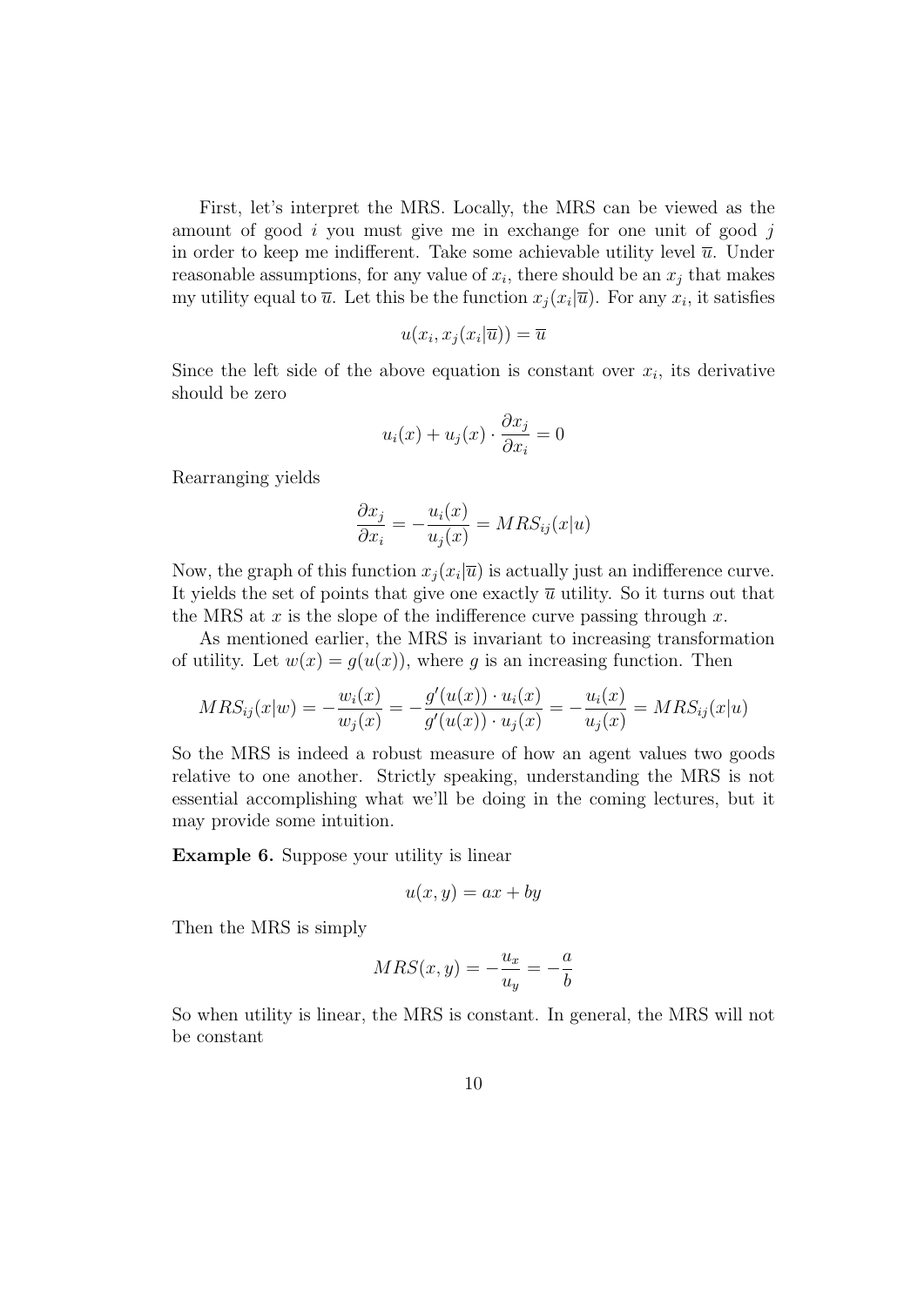First, let's interpret the MRS. Locally, the MRS can be viewed as the amount of good $i$ you must give me in exchange for one unit of good $j$ in order to keep me indifferent. Take some achievable utility level $\overline{u}$. Under reasonable assumptions, for any value of $x_i$, there should be an $x_j$ that makes my utility equal to $\overline{u}$. Let this be the function $x_j(x_i|\overline{u})$. For any $x_i$, it satisfies

$$u(x_i, x_j(x_i|\overline{u})) = \overline{u}$$

Since the left side of the above equation is constant over $x_i$, its derivative should be zero

$$u_i(x) + u_j(x) \cdot \frac{\partial x_j}{\partial x_i} = 0$$

Rearranging yields

$$\frac{\partial x_j}{\partial x_i} = -\frac{u_i(x)}{u_j(x)} = MRS_{ij}(x|u)$$

Now, the graph of this function $x_j(x_i|\overline{u})$ is actually just an indifference curve. It yields the set of points that give one exactly $\overline{u}$ utility. So it turns out that the MRS at $x$ is the slope of the indifference curve passing through $x$.

As mentioned earlier, the MRS is invariant to increasing transformation of utility. Let $w(x) = g(u(x))$, where $g$ is an increasing function. Then

$$MRS_{ij}(x|w) = -\frac{w_i(x)}{w_j(x)} = -\frac{g'(u(x)) \cdot u_i(x)}{g'(u(x)) \cdot u_j(x)} = -\frac{u_i(x)}{u_j(x)} = MRS_{ij}(x|u)$$

So the MRS is indeed a robust measure of how an agent values two goods relative to one another. Strictly speaking, understanding the MRS is not essential accomplishing what we'll be doing in the coming lectures, but it may provide some intuition.

**Example 6.** Suppose your utility is linear

$$u(x, y) = ax + by$$

Then the MRS is simply

$$MRS(x, y) = -\frac{u_x}{u_y} = -\frac{a}{b}$$

So when utility is linear, the MRS is constant. In general, the MRS will not be constant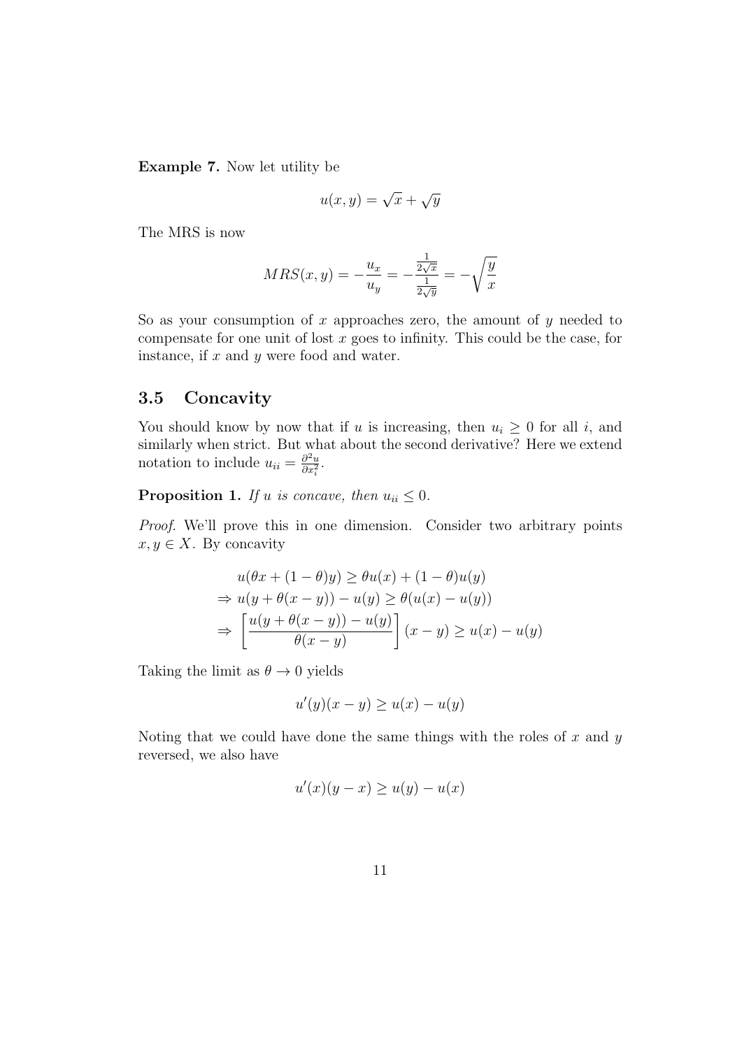**Example 7.** Now let utility be

$$u(x, y) = \sqrt{x} + \sqrt{y}$$

The MRS is now

$$MRS(x, y) = -\frac{u_x}{u_y} = -\frac{\frac{1}{2\sqrt{x}}}{\frac{1}{2\sqrt{y}}} = -\sqrt{\frac{y}{x}}$$

So as your consumption of $x$ approaches zero, the amount of $y$ needed to compensate for one unit of lost $x$ goes to infinity. This could be the case, for instance, if $x$ and $y$ were food and water.

## 3.5 Concavity

You should know by now that if $u$ is increasing, then $u_i \geq 0$ for all $i$, and similarly when strict. But what about the second derivative? Here we extend notation to include $u_{ii} = \frac{\partial^2 u}{\partial x_i^2}$.

**Proposition 1.** *If $u$ is concave, then $u_{ii} \leq 0$.*

*Proof.* We'll prove this in one dimension. Consider two arbitrary points $x, y \in X$. By concavity

$$\begin{aligned}
&u(\theta x + (1-\theta)y) \geq \theta u(x) + (1-\theta)u(y) \\
\Rightarrow\ &u(y + \theta(x - y)) - u(y) \geq \theta(u(x) - u(y)) \\
\Rightarrow\ &\left[\frac{u(y + \theta(x - y)) - u(y)}{\theta(x - y)}\right](x - y) \geq u(x) - u(y)
\end{aligned}$$

Taking the limit as $\theta \to 0$ yields

$$u'(y)(x - y) \geq u(x) - u(y)$$

Noting that we could have done the same things with the roles of $x$ and $y$ reversed, we also have

$$u'(x)(y - x) \geq u(y) - u(x)$$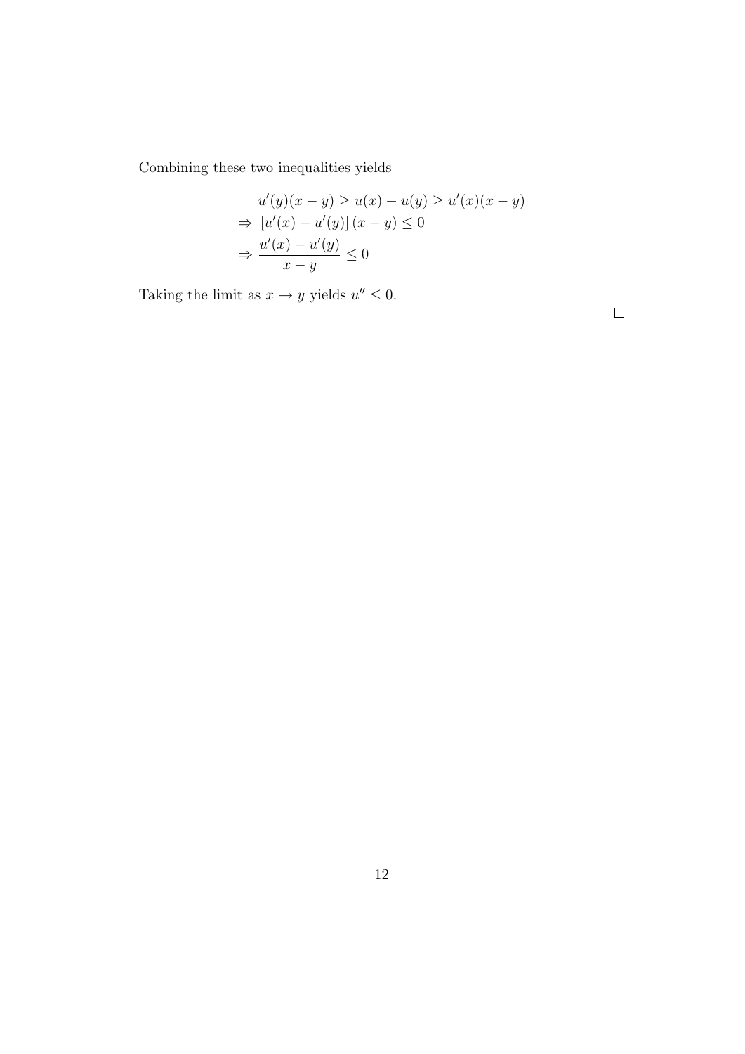Combining these two inequalities yields

$$
\begin{aligned}
& u'(y)(x-y) \geq u(x) - u(y) \geq u'(x)(x-y) \\
\Rightarrow\ & \left[u'(x) - u'(y)\right](x-y) \leq 0 \\
\Rightarrow\ & \frac{u'(x) - u'(y)}{x-y} \leq 0
\end{aligned}
$$

Taking the limit as $x \to y$ yields $u'' \leq 0$.

□